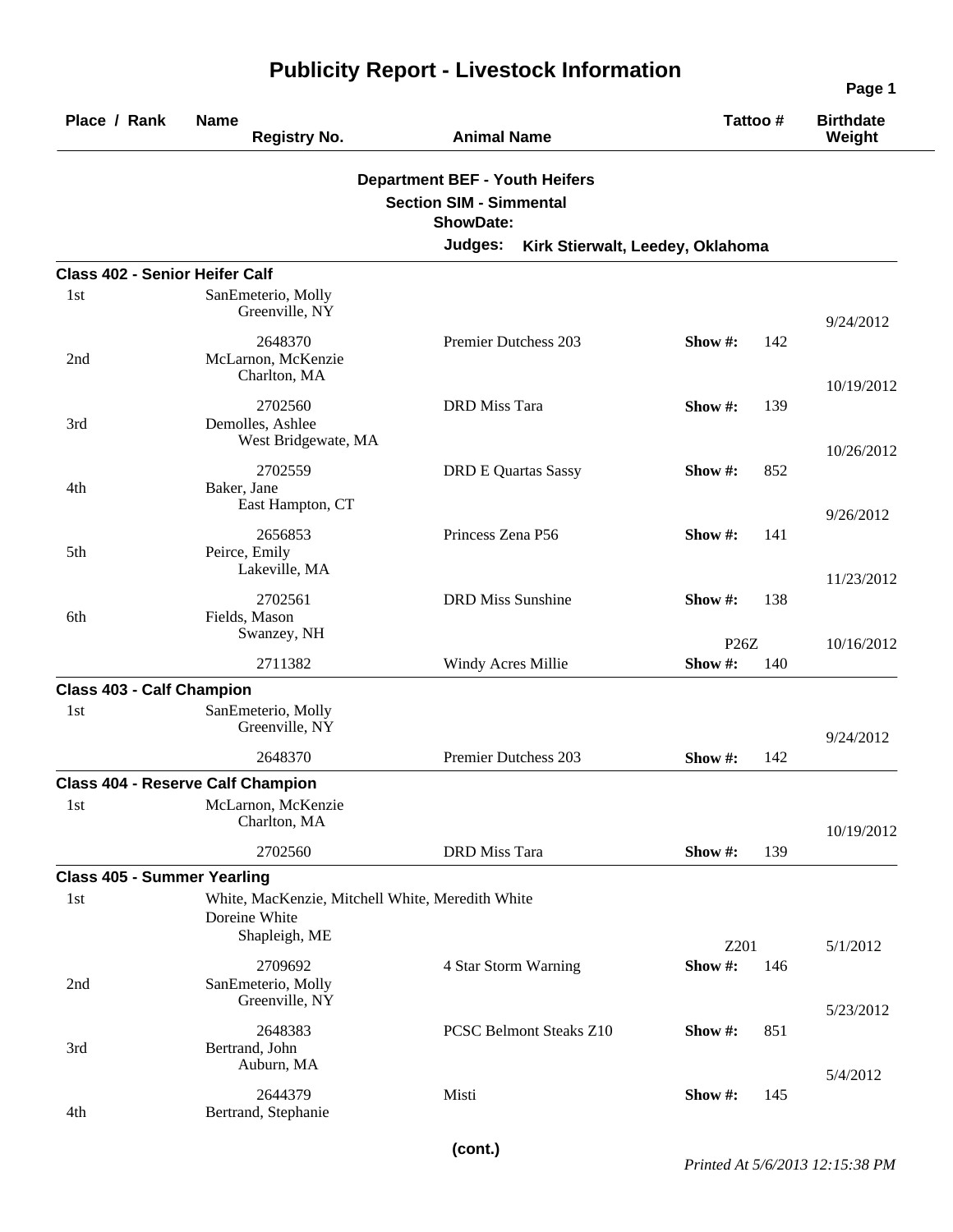# Publicity Report - Livestock Information

| Place / Rank | Name / Registry No. | Animal Name | Tattoo # | Birthdate / Weight |
|---|---|---|---|---|

**Department BEF - Youth Heifers**

**Section SIM - Simmental**

**ShowDate:**

**Judges:** **Kirk Stierwalt, Leedey, Oklahoma**

### Class 402 - Senior Heifer Calf

| Place / Rank | Name / Registry No. | Animal Name | Tattoo # | Show # | Birthdate / Weight |
|---|---|---|---|---|---|
| 1st | SanEmeterio, Molly<br>Greenville, NY<br>2648370 | Premier Dutchess 203 | | 142 | 9/24/2012 |
| 2nd | McLarnon, McKenzie<br>Charlton, MA<br>2702560 | DRD Miss Tara | | 139 | 10/19/2012 |
| 3rd | Demolles, Ashlee<br>West Bridgewate, MA<br>2702559 | DRD E Quartas Sassy | | 852 | 10/26/2012 |
| 4th | Baker, Jane<br>East Hampton, CT<br>2656853 | Princess Zena P56 | | 141 | 9/26/2012 |
| 5th | Peirce, Emily<br>Lakeville, MA<br>2702561 | DRD Miss Sunshine | | 138 | 11/23/2012 |
| 6th | Fields, Mason<br>Swanzey, NH<br>2711382 | Windy Acres Millie | P26Z | 140 | 10/16/2012 |

### Class 403 - Calf Champion

| Place / Rank | Name / Registry No. | Animal Name | Tattoo # | Show # | Birthdate / Weight |
|---|---|---|---|---|---|
| 1st | SanEmeterio, Molly<br>Greenville, NY<br>2648370 | Premier Dutchess 203 | | 142 | 9/24/2012 |

### Class 404 - Reserve Calf Champion

| Place / Rank | Name / Registry No. | Animal Name | Tattoo # | Show # | Birthdate / Weight |
|---|---|---|---|---|---|
| 1st | McLarnon, McKenzie<br>Charlton, MA<br>2702560 | DRD Miss Tara | | 139 | 10/19/2012 |

### Class 405 - Summer Yearling

| Place / Rank | Name / Registry No. | Animal Name | Tattoo # | Show # | Birthdate / Weight |
|---|---|---|---|---|---|
| 1st | White, MacKenzie, Mitchell White, Meredith White<br>Doreine White<br>Shapleigh, ME<br>2709692 | 4 Star Storm Warning | Z201 | 146 | 5/1/2012 |
| 2nd | SanEmeterio, Molly<br>Greenville, NY<br>2648383 | PCSC Belmont Steaks Z10 | | 851 | 5/23/2012 |
| 3rd | Bertrand, John<br>Auburn, MA<br>2644379 | Misti | | 145 | 5/4/2012 |
| 4th | Bertrand, Stephanie | | | | |

**(cont.)**

*Printed At 5/6/2013 12:15:38 PM*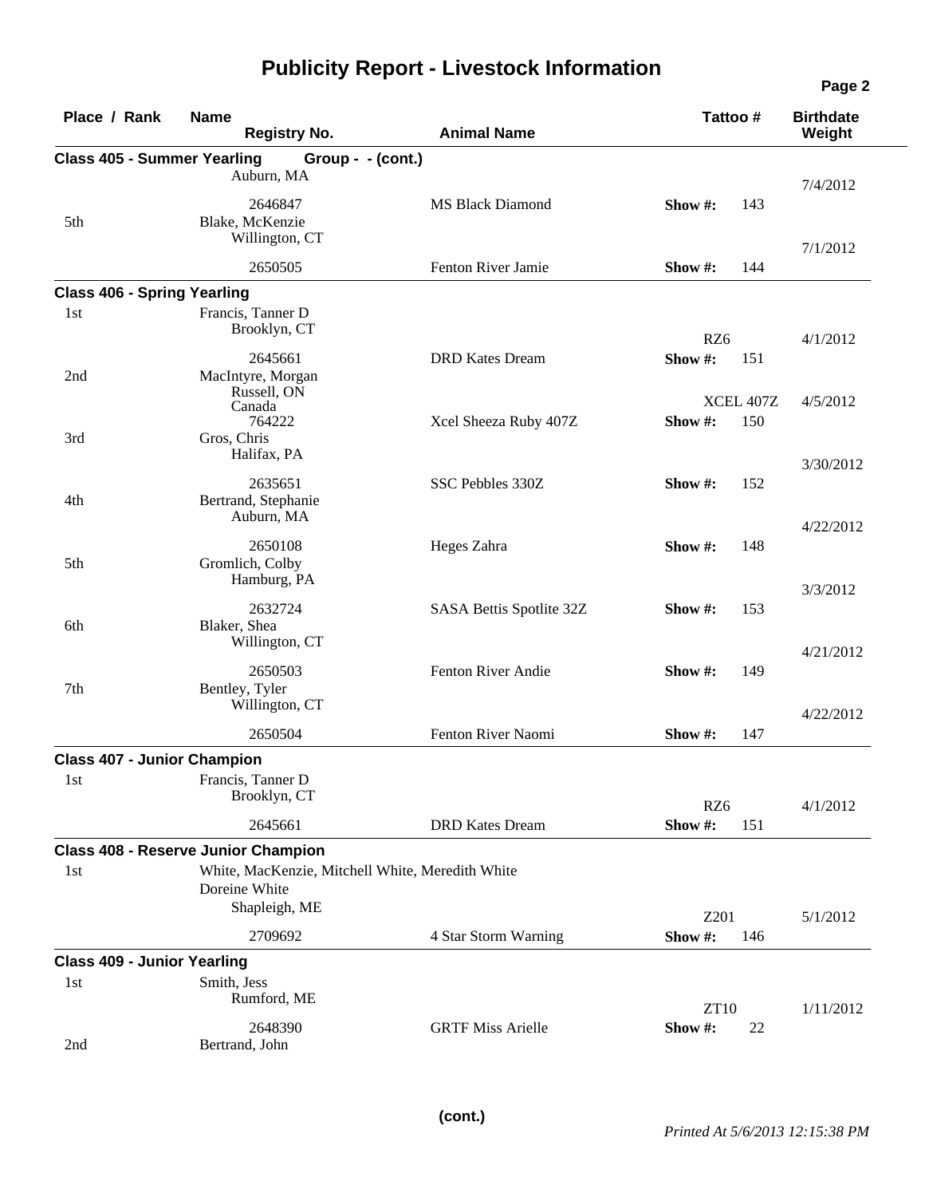# Publicity Report - Livestock Information

| Place / Rank | Name / Registry No. | Animal Name | Tattoo # | Show # | Birthdate / Weight |
|---|---|---|---|---|---|
| **Class 405 - Summer Yearling Group - - (cont.)** | | | | | |
| | Auburn, MA<br>2646847 | MS Black Diamond | | 143 | 7/4/2012 |
| 5th | Blake, McKenzie<br>Willington, CT<br>2650505 | Fenton River Jamie | | 144 | 7/1/2012 |
| **Class 406 - Spring Yearling** | | | | | |
| 1st | Francis, Tanner D<br>Brooklyn, CT<br>2645661 | DRD Kates Dream | RZ6 | 151 | 4/1/2012 |
| 2nd | MacIntyre, Morgan<br>Russell, ON<br>Canada<br>764222 | Xcel Sheeza Ruby 407Z | XCEL 407Z | 150 | 4/5/2012 |
| 3rd | Gros, Chris<br>Halifax, PA<br>2635651 | SSC Pebbles 330Z | | 152 | 3/30/2012 |
| 4th | Bertrand, Stephanie<br>Auburn, MA<br>2650108 | Heges Zahra | | 148 | 4/22/2012 |
| 5th | Gromlich, Colby<br>Hamburg, PA<br>2632724 | SASA Bettis Spotlite 32Z | | 153 | 3/3/2012 |
| 6th | Blaker, Shea<br>Willington, CT<br>2650503 | Fenton River Andie | | 149 | 4/21/2012 |
| 7th | Bentley, Tyler<br>Willington, CT<br>2650504 | Fenton River Naomi | | 147 | 4/22/2012 |
| **Class 407 - Junior Champion** | | | | | |
| 1st | Francis, Tanner D<br>Brooklyn, CT<br>2645661 | DRD Kates Dream | RZ6 | 151 | 4/1/2012 |
| **Class 408 - Reserve Junior Champion** | | | | | |
| 1st | White, MacKenzie, Mitchell White, Meredith White<br>Doreine White<br>Shapleigh, ME<br>2709692 | 4 Star Storm Warning | Z201 | 146 | 5/1/2012 |
| **Class 409 - Junior Yearling** | | | | | |
| 1st | Smith, Jess<br>Rumford, ME<br>2648390 | GRTF Miss Arielle | ZT10 | 22 | 1/11/2012 |
| 2nd | Bertrand, John | | | | |

(cont.)

*Printed At 5/6/2013 12:15:38 PM*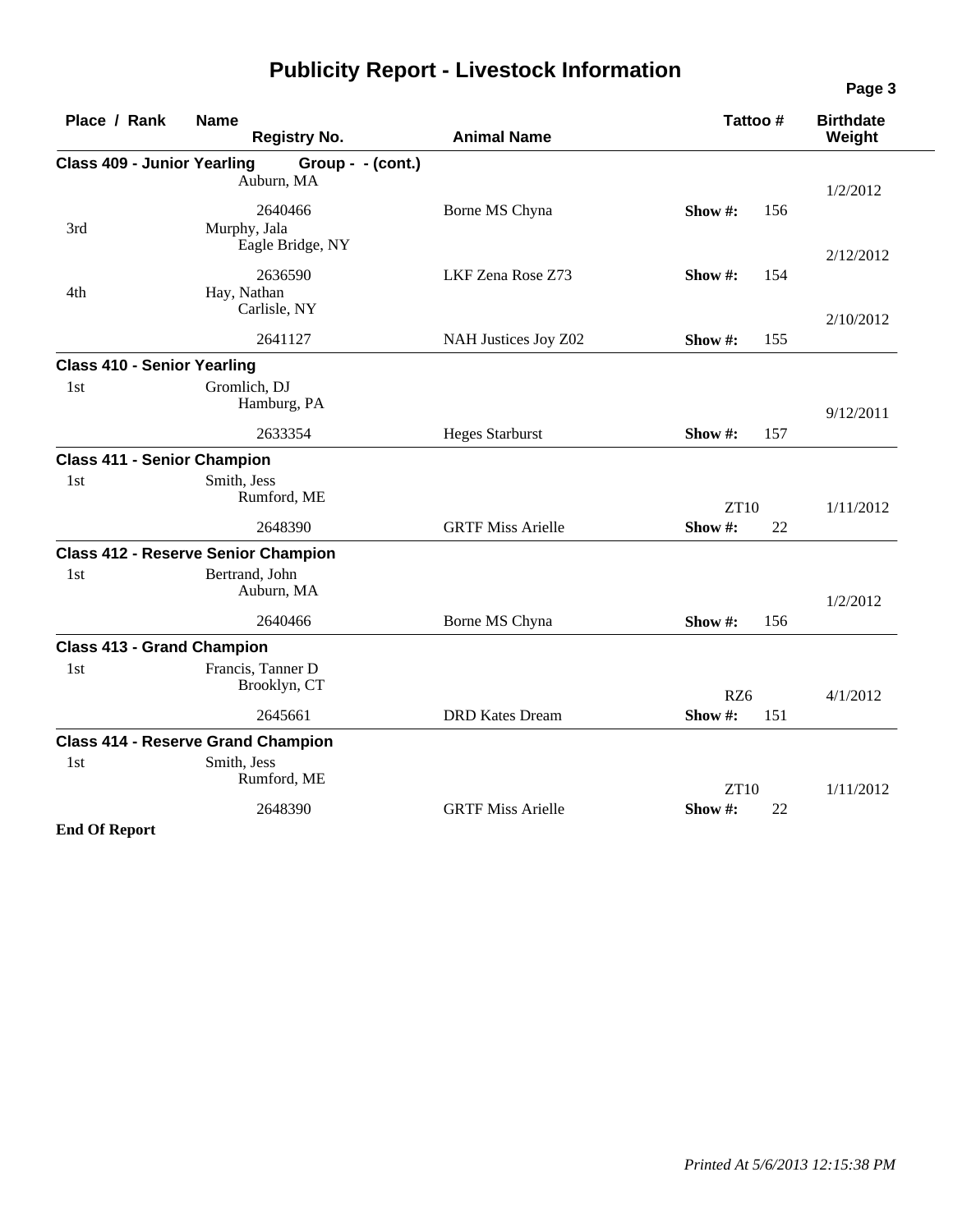# Publicity Report - Livestock Information

| Place / Rank | Name / Registry No. | Animal Name | Tattoo # | Birthdate / Weight |
|---|---|---|---|---|
| **Class 409 - Junior Yearling Group - - (cont.)** | | | | |
| | Auburn, MA | | | 1/2/2012 |
| | 2640466 | Borne MS Chyna | Show #: 156 | |
| 3rd | Murphy, Jala<br>Eagle Bridge, NY | | | 2/12/2012 |
| | 2636590 | LKF Zena Rose Z73 | Show #: 154 | |
| 4th | Hay, Nathan<br>Carlisle, NY | | | 2/10/2012 |
| | 2641127 | NAH Justices Joy Z02 | Show #: 155 | |
| **Class 410 - Senior Yearling** | | | | |
| 1st | Gromlich, DJ<br>Hamburg, PA | | | 9/12/2011 |
| | 2633354 | Heges Starburst | Show #: 157 | |
| **Class 411 - Senior Champion** | | | | |
| 1st | Smith, Jess<br>Rumford, ME | | ZT10 | 1/11/2012 |
| | 2648390 | GRTF Miss Arielle | Show #: 22 | |
| **Class 412 - Reserve Senior Champion** | | | | |
| 1st | Bertrand, John<br>Auburn, MA | | | 1/2/2012 |
| | 2640466 | Borne MS Chyna | Show #: 156 | |
| **Class 413 - Grand Champion** | | | | |
| 1st | Francis, Tanner D<br>Brooklyn, CT | | RZ6 | 4/1/2012 |
| | 2645661 | DRD Kates Dream | Show #: 151 | |
| **Class 414 - Reserve Grand Champion** | | | | |
| 1st | Smith, Jess<br>Rumford, ME | | ZT10 | 1/11/2012 |
| | 2648390 | GRTF Miss Arielle | Show #: 22 | |

**End Of Report**

*Printed At 5/6/2013 12:15:38 PM*